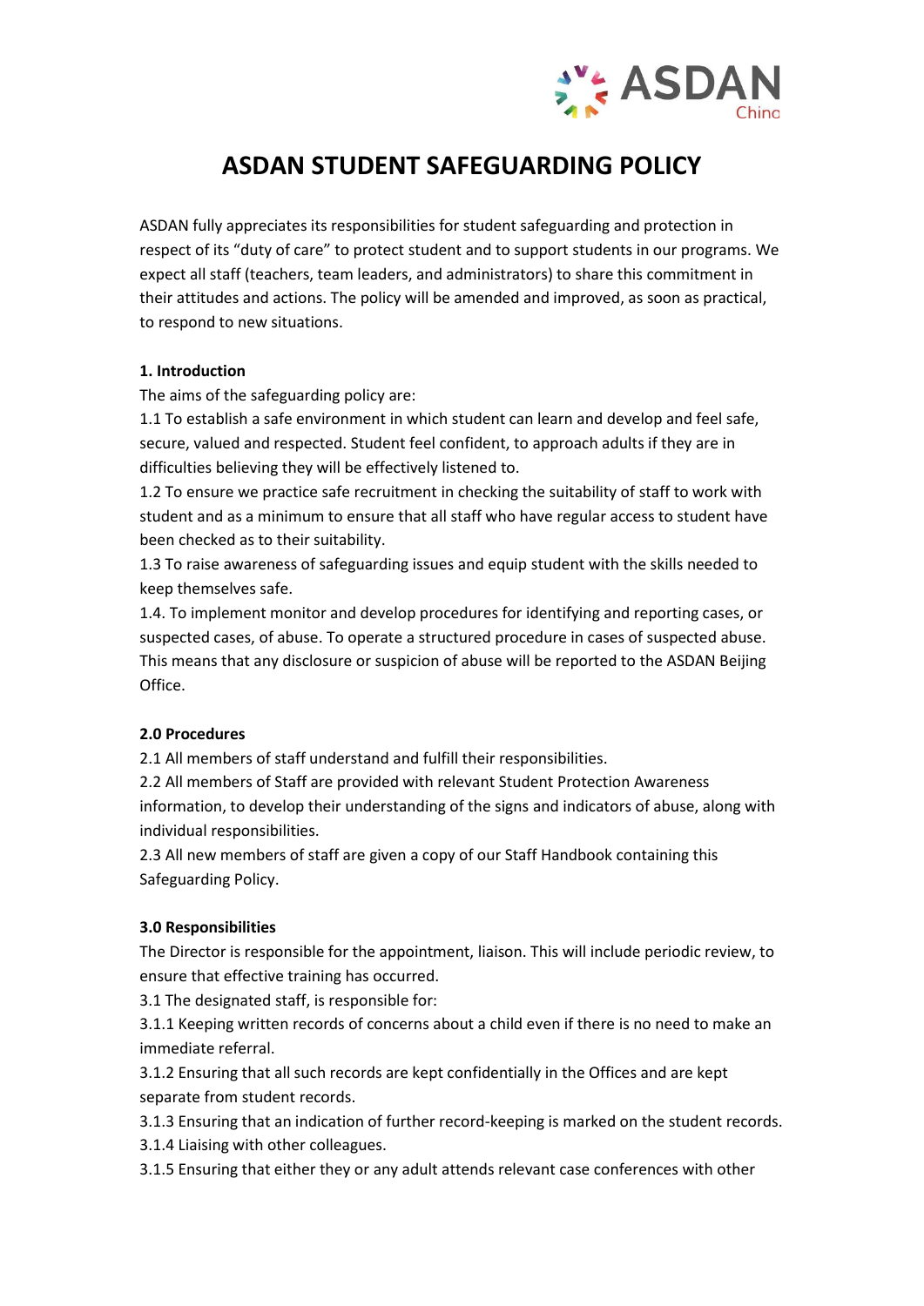# ASDAN STUDENT SAFEGUARDING POLICY

ASDAN fully appreciates its responsibilities for student safeguarding and protection in respect of its "duty of care" to protect student and to support students in our programs. We expect all staff (teachers, team leaders, and administrators) to share this commitment in their attitudes and actions. The policy will be amended and improved, as soon as practical, to respond to new situations.

**1. Introduction**

The aims of the safeguarding policy are:

1.1 To establish a safe environment in which student can learn and develop and feel safe, secure, valued and respected. Student feel confident, to approach adults if they are in difficulties believing they will be effectively listened to.

1.2 To ensure we practice safe recruitment in checking the suitability of staff to work with student and as a minimum to ensure that all staff who have regular access to student have been checked as to their suitability.

1.3 To raise awareness of safeguarding issues and equip student with the skills needed to keep themselves safe.

1.4. To implement monitor and develop procedures for identifying and reporting cases, or suspected cases, of abuse. To operate a structured procedure in cases of suspected abuse. This means that any disclosure or suspicion of abuse will be reported to the ASDAN Beijing Office.

**2.0 Procedures**

2.1 All members of staff understand and fulfill their responsibilities.

2.2 All members of Staff are provided with relevant Student Protection Awareness information, to develop their understanding of the signs and indicators of abuse, along with individual responsibilities.

2.3 All new members of staff are given a copy of our Staff Handbook containing this Safeguarding Policy.

**3.0 Responsibilities**

The Director is responsible for the appointment, liaison. This will include periodic review, to ensure that effective training has occurred.

3.1 The designated staff, is responsible for:

3.1.1 Keeping written records of concerns about a child even if there is no need to make an immediate referral.

3.1.2 Ensuring that all such records are kept confidentially in the Offices and are kept separate from student records.

3.1.3 Ensuring that an indication of further record-keeping is marked on the student records.

3.1.4 Liaising with other colleagues.

3.1.5 Ensuring that either they or any adult attends relevant case conferences with other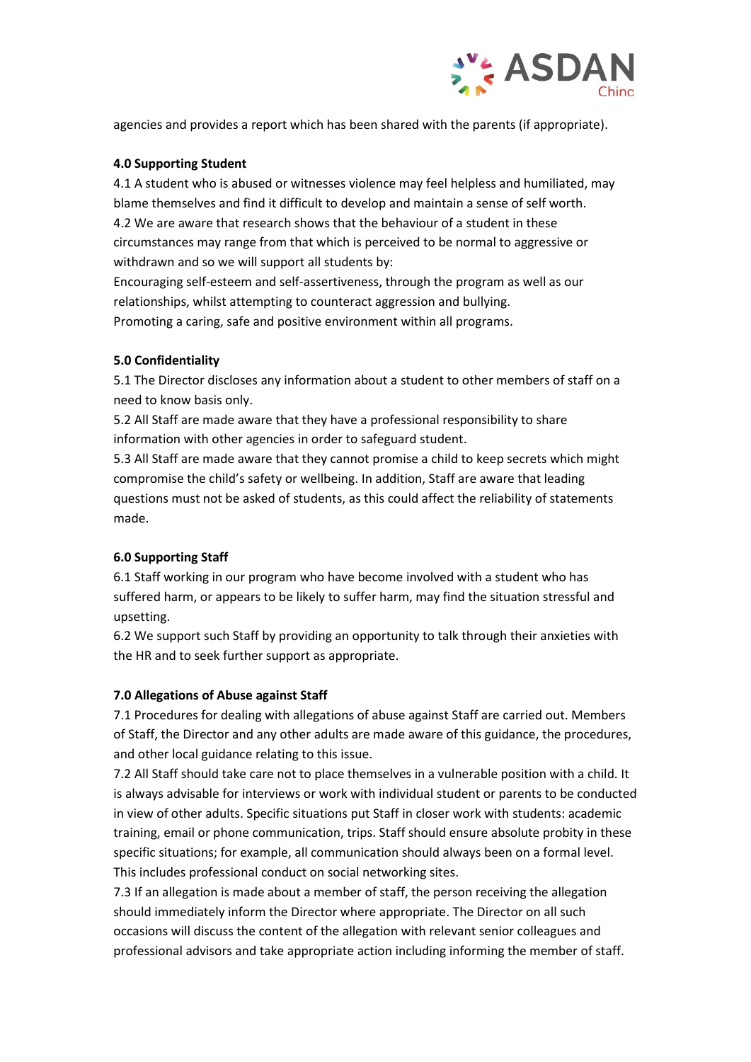agencies and provides a report which has been shared with the parents (if appropriate).

**4.0 Supporting Student**

4.1 A student who is abused or witnesses violence may feel helpless and humiliated, may blame themselves and find it difficult to develop and maintain a sense of self worth.

4.2 We are aware that research shows that the behaviour of a student in these circumstances may range from that which is perceived to be normal to aggressive or withdrawn and so we will support all students by:

Encouraging self-esteem and self-assertiveness, through the program as well as our relationships, whilst attempting to counteract aggression and bullying.

Promoting a caring, safe and positive environment within all programs.

**5.0 Confidentiality**

5.1 The Director discloses any information about a student to other members of staff on a need to know basis only.

5.2 All Staff are made aware that they have a professional responsibility to share information with other agencies in order to safeguard student.

5.3 All Staff are made aware that they cannot promise a child to keep secrets which might compromise the child's safety or wellbeing. In addition, Staff are aware that leading questions must not be asked of students, as this could affect the reliability of statements made.

**6.0 Supporting Staff**

6.1 Staff working in our program who have become involved with a student who has suffered harm, or appears to be likely to suffer harm, may find the situation stressful and upsetting.

6.2 We support such Staff by providing an opportunity to talk through their anxieties with the HR and to seek further support as appropriate.

**7.0 Allegations of Abuse against Staff**

7.1 Procedures for dealing with allegations of abuse against Staff are carried out. Members of Staff, the Director and any other adults are made aware of this guidance, the procedures, and other local guidance relating to this issue.

7.2 All Staff should take care not to place themselves in a vulnerable position with a child. It is always advisable for interviews or work with individual student or parents to be conducted in view of other adults. Specific situations put Staff in closer work with students: academic training, email or phone communication, trips. Staff should ensure absolute probity in these specific situations; for example, all communication should always been on a formal level. This includes professional conduct on social networking sites.

7.3 If an allegation is made about a member of staff, the person receiving the allegation should immediately inform the Director where appropriate. The Director on all such occasions will discuss the content of the allegation with relevant senior colleagues and professional advisors and take appropriate action including informing the member of staff.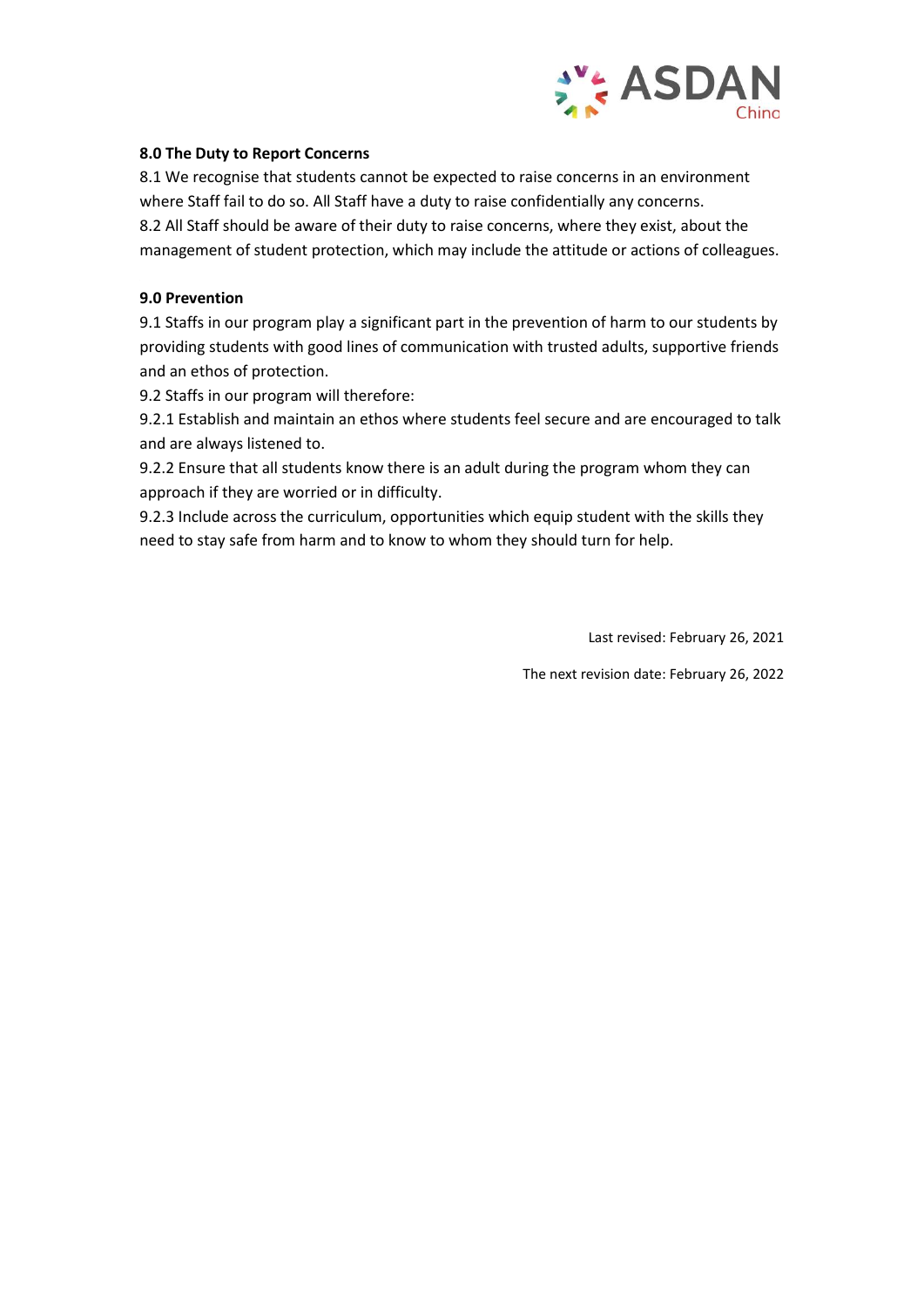**8.0 The Duty to Report Concerns**

8.1 We recognise that students cannot be expected to raise concerns in an environment where Staff fail to do so. All Staff have a duty to raise confidentially any concerns.

8.2 All Staff should be aware of their duty to raise concerns, where they exist, about the management of student protection, which may include the attitude or actions of colleagues.

**9.0 Prevention**

9.1 Staffs in our program play a significant part in the prevention of harm to our students by providing students with good lines of communication with trusted adults, supportive friends and an ethos of protection.

9.2 Staffs in our program will therefore:

9.2.1 Establish and maintain an ethos where students feel secure and are encouraged to talk and are always listened to.

9.2.2 Ensure that all students know there is an adult during the program whom they can approach if they are worried or in difficulty.

9.2.3 Include across the curriculum, opportunities which equip student with the skills they need to stay safe from harm and to know to whom they should turn for help.

Last revised: February 26, 2021

The next revision date: February 26, 2022